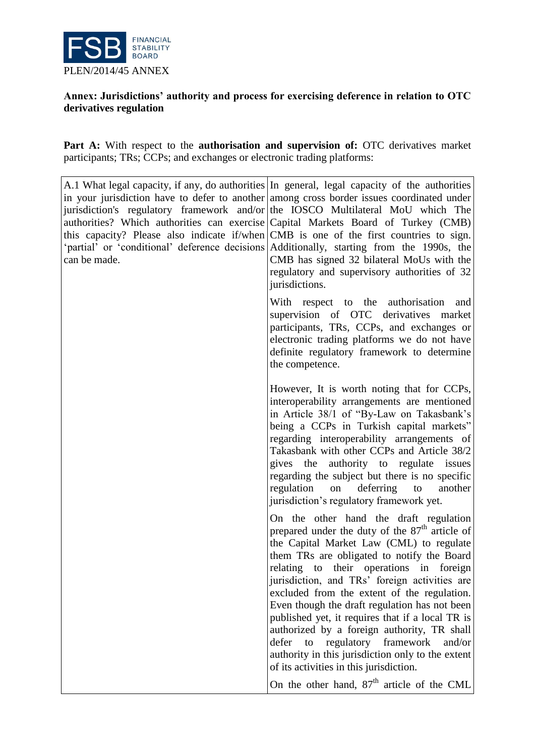PLEN/2014/45 ANNEX

**Annex: Jurisdictions' authority and process for exercising deference in relation to OTC derivatives regulation**

**Part A:** With respect to the **authorisation and supervision of:** OTC derivatives market participants; TRs; CCPs; and exchanges or electronic trading platforms:

| | |
|---|---|
| A.1 What legal capacity, if any, do authorities in your jurisdiction have to defer to another jurisdiction's regulatory framework and/or authorities? Which authorities can exercise this capacity? Please also indicate if/when 'partial' or 'conditional' deference decisions can be made. | In general, legal capacity of the authorities among cross border issues coordinated under the IOSCO Multilateral MoU which The Capital Markets Board of Turkey (CMB) CMB is one of the first countries to sign. Additionally, starting from the 1990s, the CMB has signed 32 bilateral MoUs with the regulatory and supervisory authorities of 32 jurisdictions.<br><br>With respect to the authorisation and supervision of OTC derivatives market participants, TRs, CCPs, and exchanges or electronic trading platforms we do not have definite regulatory framework to determine the competence.<br><br>However, It is worth noting that for CCPs, interoperability arrangements are mentioned in Article 38/1 of "By-Law on Takasbank's being a CCPs in Turkish capital markets" regarding interoperability arrangements of Takasbank with other CCPs and Article 38/2 gives the authority to regulate issues regarding the subject but there is no specific regulation on deferring to another jurisdiction's regulatory framework yet.<br><br>On the other hand the draft regulation prepared under the duty of the 87th article of the Capital Market Law (CML) to regulate them TRs are obligated to notify the Board relating to their operations in foreign jurisdiction, and TRs' foreign activities are excluded from the extent of the regulation. Even though the draft regulation has not been published yet, it requires that if a local TR is authorized by a foreign authority, TR shall defer to regulatory framework and/or authority in this jurisdiction only to the extent of its activities in this jurisdiction.<br><br>On the other hand, 87th article of the CML |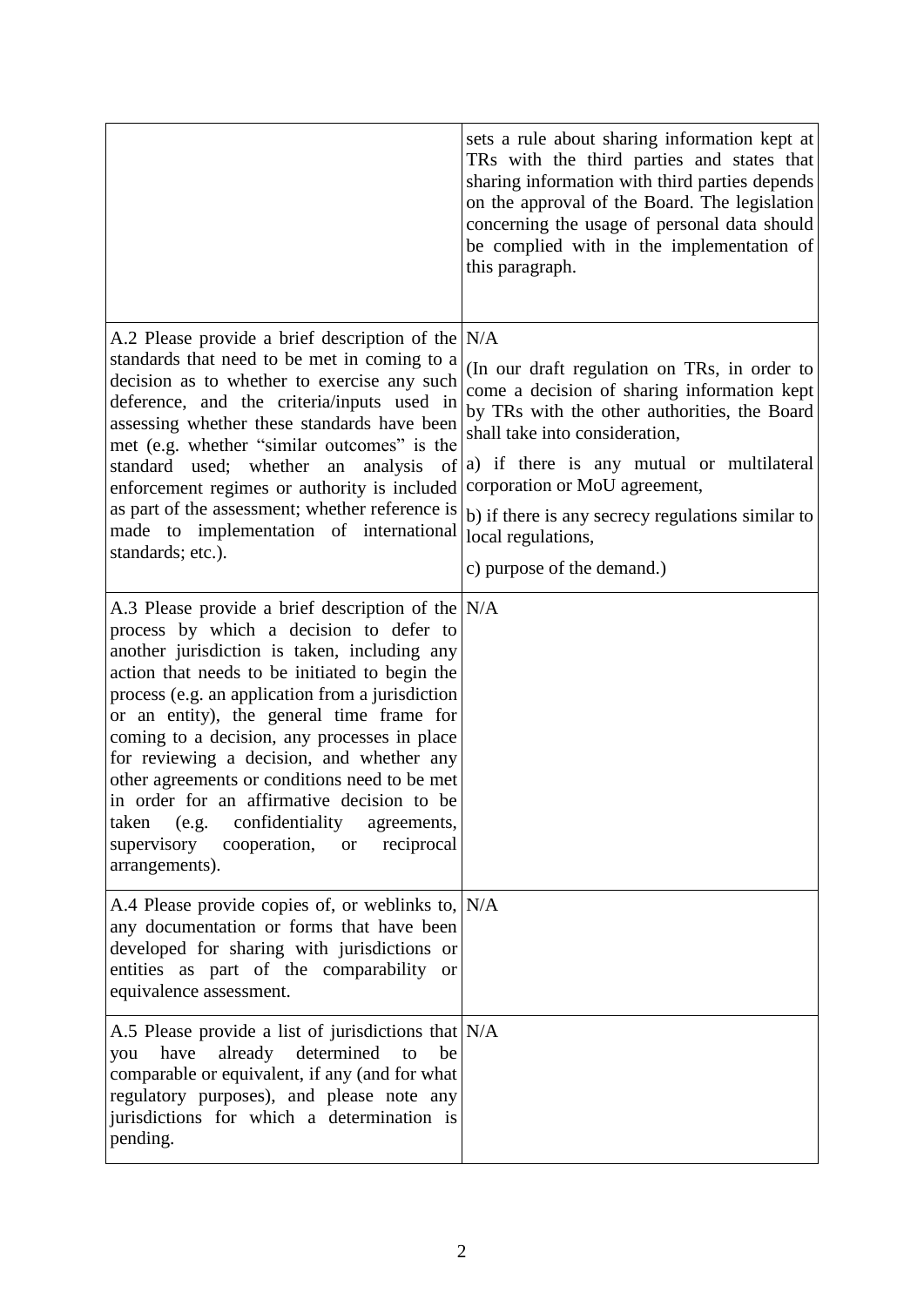| | |
|---|---|
| | sets a rule about sharing information kept at TRs with the third parties and states that sharing information with third parties depends on the approval of the Board. The legislation concerning the usage of personal data should be complied with in the implementation of this paragraph. |
| A.2 Please provide a brief description of the standards that need to be met in coming to a decision as to whether to exercise any such deference, and the criteria/inputs used in assessing whether these standards have been met (e.g. whether "similar outcomes" is the standard used; whether an analysis of enforcement regimes or authority is included as part of the assessment; whether reference is made to implementation of international standards; etc.). | N/A<br><br>(In our draft regulation on TRs, in order to come a decision of sharing information kept by TRs with the other authorities, the Board shall take into consideration,<br><br>a) if there is any mutual or multilateral corporation or MoU agreement,<br><br>b) if there is any secrecy regulations similar to local regulations,<br><br>c) purpose of the demand.) |
| A.3 Please provide a brief description of the process by which a decision to defer to another jurisdiction is taken, including any action that needs to be initiated to begin the process (e.g. an application from a jurisdiction or an entity), the general time frame for coming to a decision, any processes in place for reviewing a decision, and whether any other agreements or conditions need to be met in order for an affirmative decision to be taken (e.g. confidentiality agreements, supervisory cooperation, or reciprocal arrangements). | N/A |
| A.4 Please provide copies of, or weblinks to, any documentation or forms that have been developed for sharing with jurisdictions or entities as part of the comparability or equivalence assessment. | N/A |
| A.5 Please provide a list of jurisdictions that you have already determined to be comparable or equivalent, if any (and for what regulatory purposes), and please note any jurisdictions for which a determination is pending. | N/A |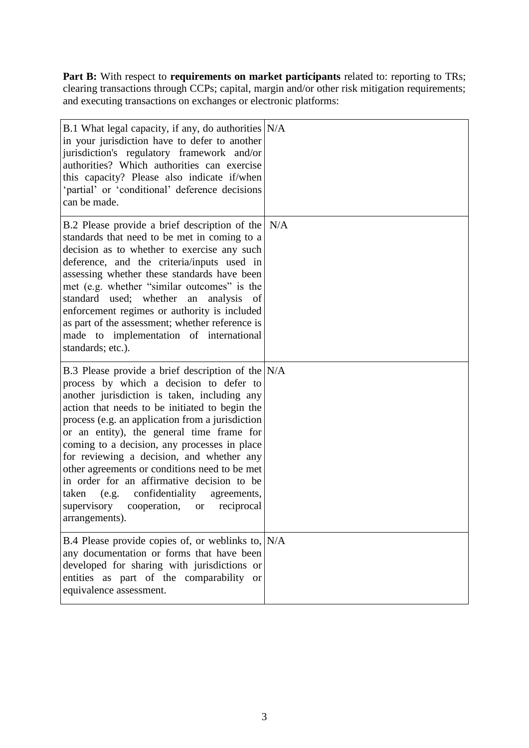**Part B:** With respect to **requirements on market participants** related to: reporting to TRs; clearing transactions through CCPs; capital, margin and/or other risk mitigation requirements; and executing transactions on exchanges or electronic platforms:

| | |
|---|---|
| B.1 What legal capacity, if any, do authorities in your jurisdiction have to defer to another jurisdiction's regulatory framework and/or authorities? Which authorities can exercise this capacity? Please also indicate if/when 'partial' or 'conditional' deference decisions can be made. | N/A |
| B.2 Please provide a brief description of the standards that need to be met in coming to a decision as to whether to exercise any such deference, and the criteria/inputs used in assessing whether these standards have been met (e.g. whether "similar outcomes" is the standard used; whether an analysis of enforcement regimes or authority is included as part of the assessment; whether reference is made to implementation of international standards; etc.). | N/A |
| B.3 Please provide a brief description of the process by which a decision to defer to another jurisdiction is taken, including any action that needs to be initiated to begin the process (e.g. an application from a jurisdiction or an entity), the general time frame for coming to a decision, any processes in place for reviewing a decision, and whether any other agreements or conditions need to be met in order for an affirmative decision to be taken (e.g. confidentiality agreements, supervisory cooperation, or reciprocal arrangements). | N/A |
| B.4 Please provide copies of, or weblinks to, any documentation or forms that have been developed for sharing with jurisdictions or entities as part of the comparability or equivalence assessment. | N/A |